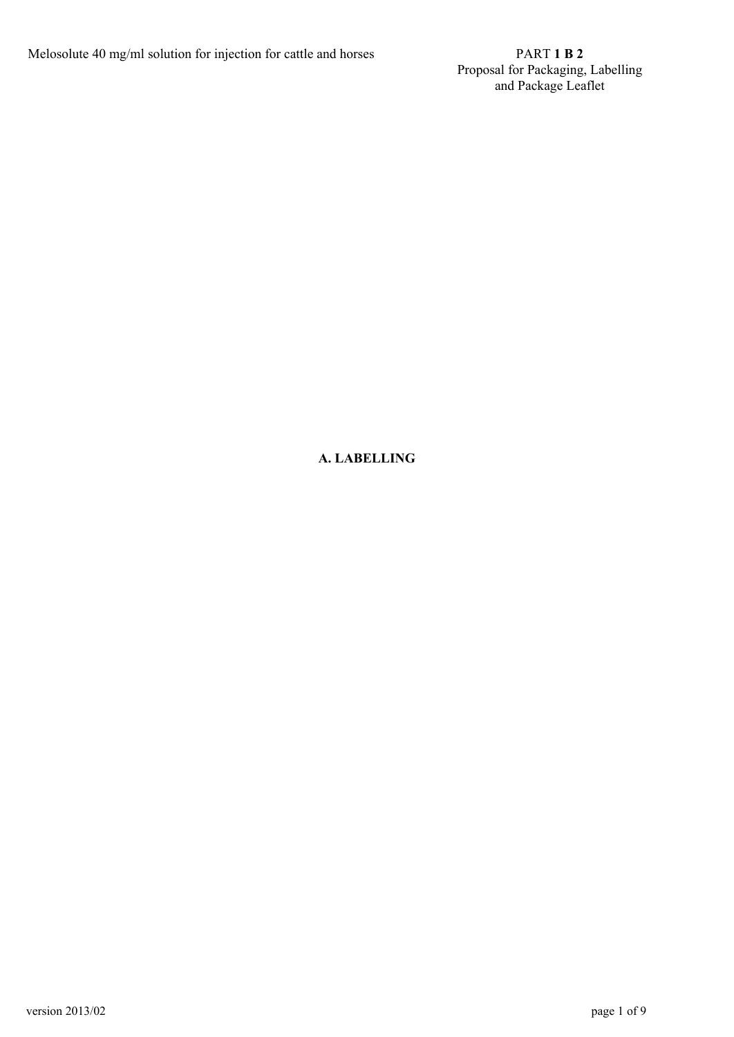# A. LABELLING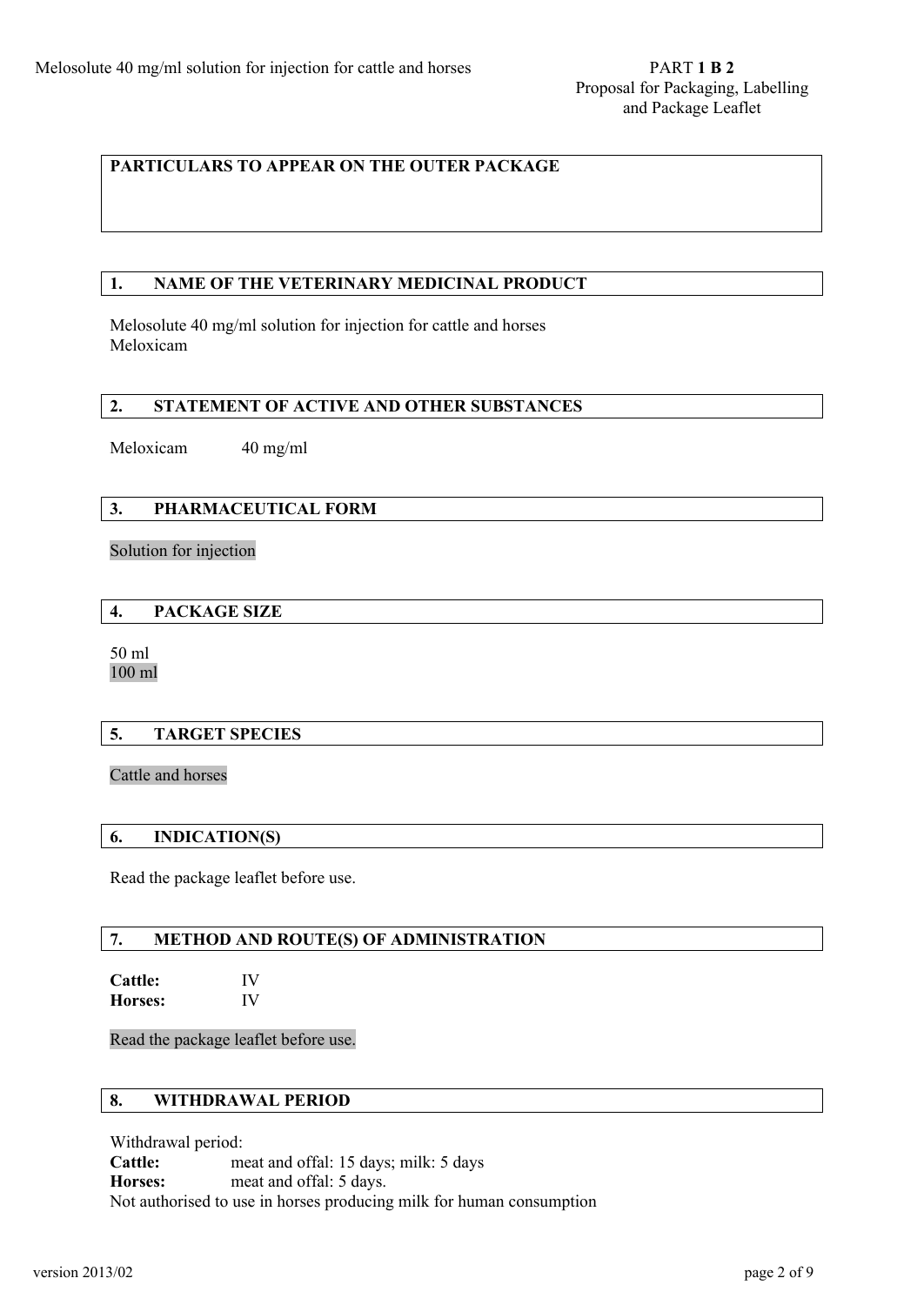**PARTICULARS TO APPEAR ON THE OUTER PACKAGE**

## 1. NAME OF THE VETERINARY MEDICINAL PRODUCT

Melosolute 40 mg/ml solution for injection for cattle and horses
Meloxicam

## 2. STATEMENT OF ACTIVE AND OTHER SUBSTANCES

Meloxicam 40 mg/ml

## 3. PHARMACEUTICAL FORM

Solution for injection

## 4. PACKAGE SIZE

50 ml
100 ml

## 5. TARGET SPECIES

Cattle and horses

## 6. INDICATION(S)

Read the package leaflet before use.

## 7. METHOD AND ROUTE(S) OF ADMINISTRATION

**Cattle:** IV
**Horses:** IV

Read the package leaflet before use.

## 8. WITHDRAWAL PERIOD

Withdrawal period:
**Cattle:** meat and offal: 15 days; milk: 5 days
**Horses:** meat and offal: 5 days.
Not authorised to use in horses producing milk for human consumption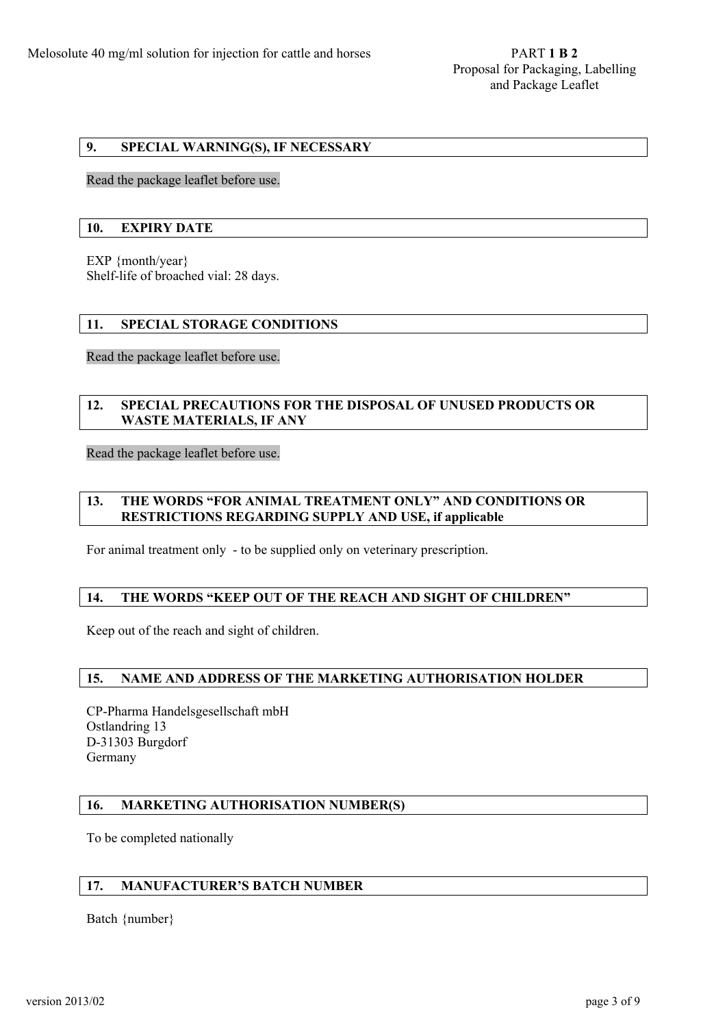## 9. SPECIAL WARNING(S), IF NECESSARY

Read the package leaflet before use.

## 10. EXPIRY DATE

EXP {month/year}
Shelf-life of broached vial: 28 days.

## 11. SPECIAL STORAGE CONDITIONS

Read the package leaflet before use.

## 12. SPECIAL PRECAUTIONS FOR THE DISPOSAL OF UNUSED PRODUCTS OR WASTE MATERIALS, IF ANY

Read the package leaflet before use.

## 13. THE WORDS "FOR ANIMAL TREATMENT ONLY" AND CONDITIONS OR RESTRICTIONS REGARDING SUPPLY AND USE, if applicable

For animal treatment only - to be supplied only on veterinary prescription.

## 14. THE WORDS "KEEP OUT OF THE REACH AND SIGHT OF CHILDREN"

Keep out of the reach and sight of children.

## 15. NAME AND ADDRESS OF THE MARKETING AUTHORISATION HOLDER

CP-Pharma Handelsgesellschaft mbH
Ostlandring 13
D-31303 Burgdorf
Germany

## 16. MARKETING AUTHORISATION NUMBER(S)

To be completed nationally

## 17. MANUFACTURER'S BATCH NUMBER

Batch {number}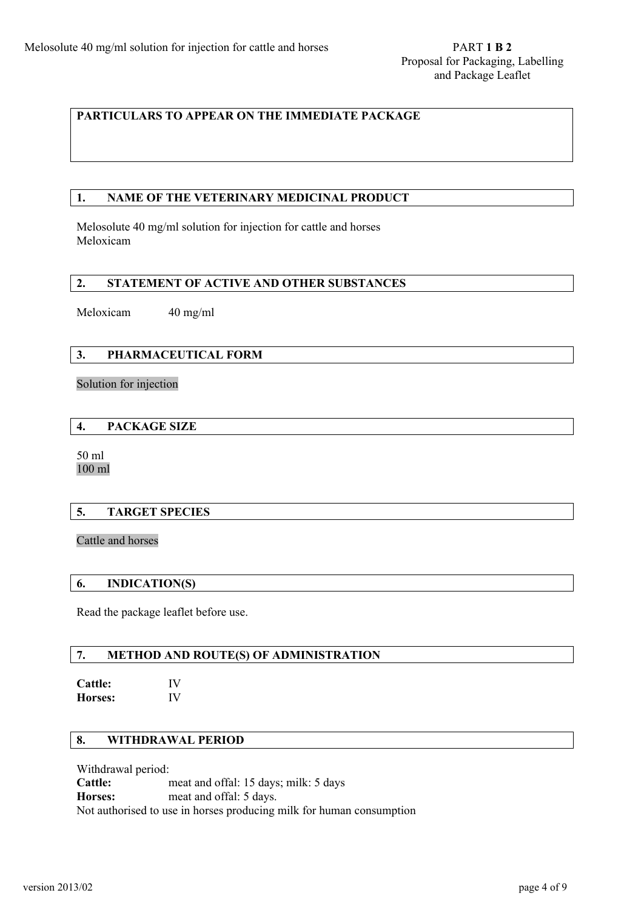**PARTICULARS TO APPEAR ON THE IMMEDIATE PACKAGE**

## 1. NAME OF THE VETERINARY MEDICINAL PRODUCT

Melosolute 40 mg/ml solution for injection for cattle and horses
Meloxicam

## 2. STATEMENT OF ACTIVE AND OTHER SUBSTANCES

Meloxicam 40 mg/ml

## 3. PHARMACEUTICAL FORM

Solution for injection

## 4. PACKAGE SIZE

50 ml
100 ml

## 5. TARGET SPECIES

Cattle and horses

## 6. INDICATION(S)

Read the package leaflet before use.

## 7. METHOD AND ROUTE(S) OF ADMINISTRATION

**Cattle:** IV
**Horses:** IV

## 8. WITHDRAWAL PERIOD

Withdrawal period:
**Cattle:** meat and offal: 15 days; milk: 5 days
**Horses:** meat and offal: 5 days.
Not authorised to use in horses producing milk for human consumption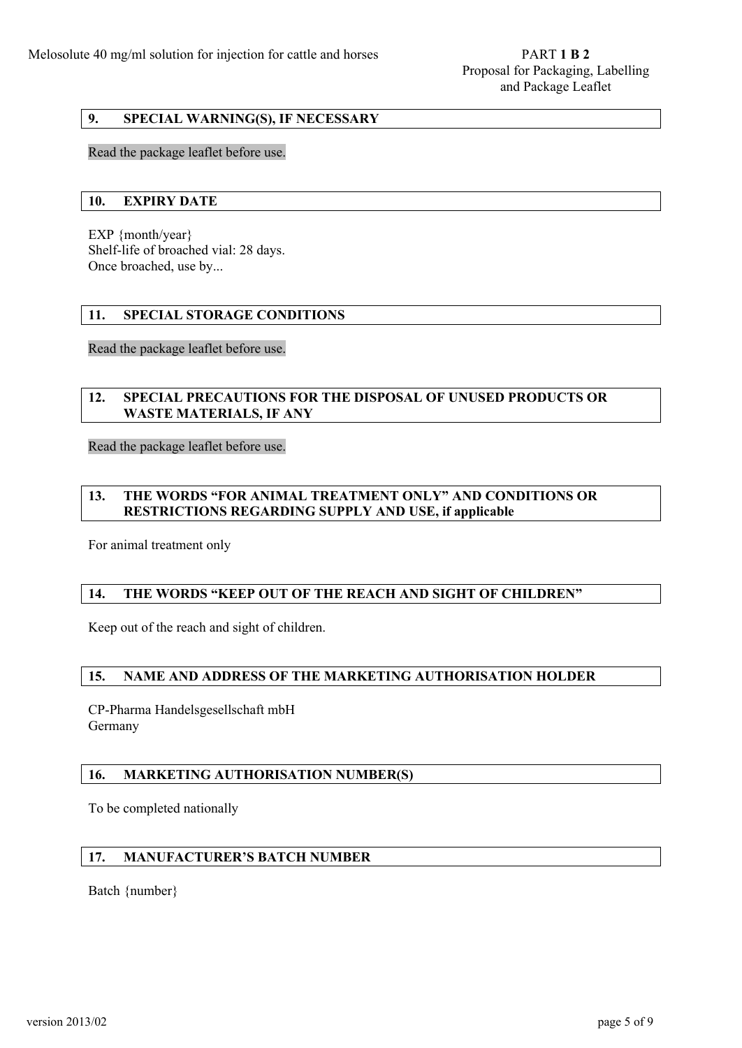## 9. SPECIAL WARNING(S), IF NECESSARY

Read the package leaflet before use.

## 10. EXPIRY DATE

EXP {month/year}
Shelf-life of broached vial: 28 days.
Once broached, use by...

## 11. SPECIAL STORAGE CONDITIONS

Read the package leaflet before use.

## 12. SPECIAL PRECAUTIONS FOR THE DISPOSAL OF UNUSED PRODUCTS OR WASTE MATERIALS, IF ANY

Read the package leaflet before use.

## 13. THE WORDS "FOR ANIMAL TREATMENT ONLY" AND CONDITIONS OR RESTRICTIONS REGARDING SUPPLY AND USE, if applicable

For animal treatment only

## 14. THE WORDS "KEEP OUT OF THE REACH AND SIGHT OF CHILDREN"

Keep out of the reach and sight of children.

## 15. NAME AND ADDRESS OF THE MARKETING AUTHORISATION HOLDER

CP-Pharma Handelsgesellschaft mbH
Germany

## 16. MARKETING AUTHORISATION NUMBER(S)

To be completed nationally

## 17. MANUFACTURER'S BATCH NUMBER

Batch {number}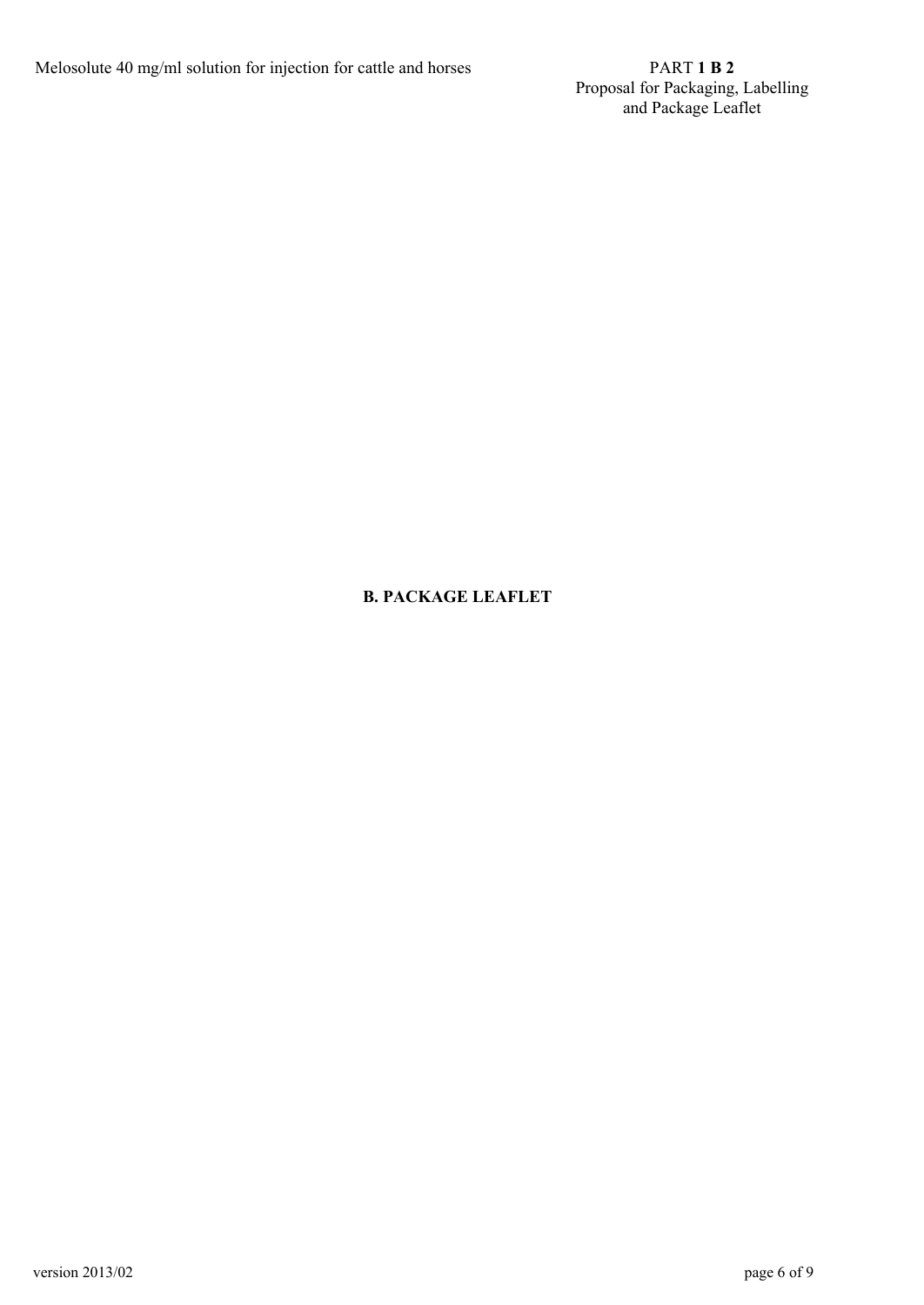# B. PACKAGE LEAFLET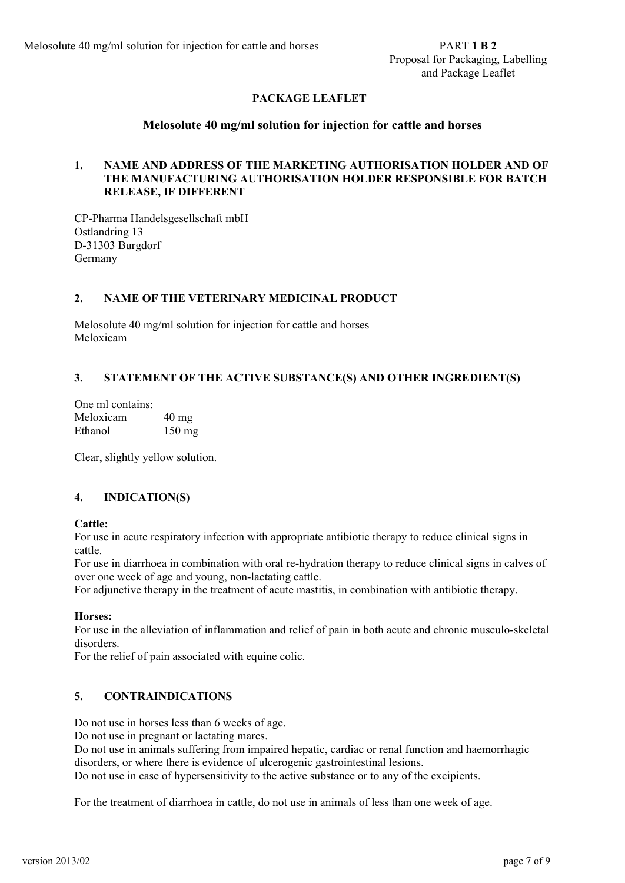# PACKAGE LEAFLET

## Melosolute 40 mg/ml solution for injection for cattle and horses

### 1. NAME AND ADDRESS OF THE MARKETING AUTHORISATION HOLDER AND OF THE MANUFACTURING AUTHORISATION HOLDER RESPONSIBLE FOR BATCH RELEASE, IF DIFFERENT

CP-Pharma Handelsgesellschaft mbH
Ostlandring 13
D-31303 Burgdorf
Germany

### 2. NAME OF THE VETERINARY MEDICINAL PRODUCT

Melosolute 40 mg/ml solution for injection for cattle and horses
Meloxicam

### 3. STATEMENT OF THE ACTIVE SUBSTANCE(S) AND OTHER INGREDIENT(S)

One ml contains:

| | |
|---|---|
| Meloxicam | 40 mg |
| Ethanol | 150 mg |

Clear, slightly yellow solution.

### 4. INDICATION(S)

**Cattle:**
For use in acute respiratory infection with appropriate antibiotic therapy to reduce clinical signs in cattle.
For use in diarrhoea in combination with oral re-hydration therapy to reduce clinical signs in calves of over one week of age and young, non-lactating cattle.
For adjunctive therapy in the treatment of acute mastitis, in combination with antibiotic therapy.

**Horses:**
For use in the alleviation of inflammation and relief of pain in both acute and chronic musculo-skeletal disorders.
For the relief of pain associated with equine colic.

### 5. CONTRAINDICATIONS

Do not use in horses less than 6 weeks of age.
Do not use in pregnant or lactating mares.
Do not use in animals suffering from impaired hepatic, cardiac or renal function and haemorrhagic disorders, or where there is evidence of ulcerogenic gastrointestinal lesions.
Do not use in case of hypersensitivity to the active substance or to any of the excipients.

For the treatment of diarrhoea in cattle, do not use in animals of less than one week of age.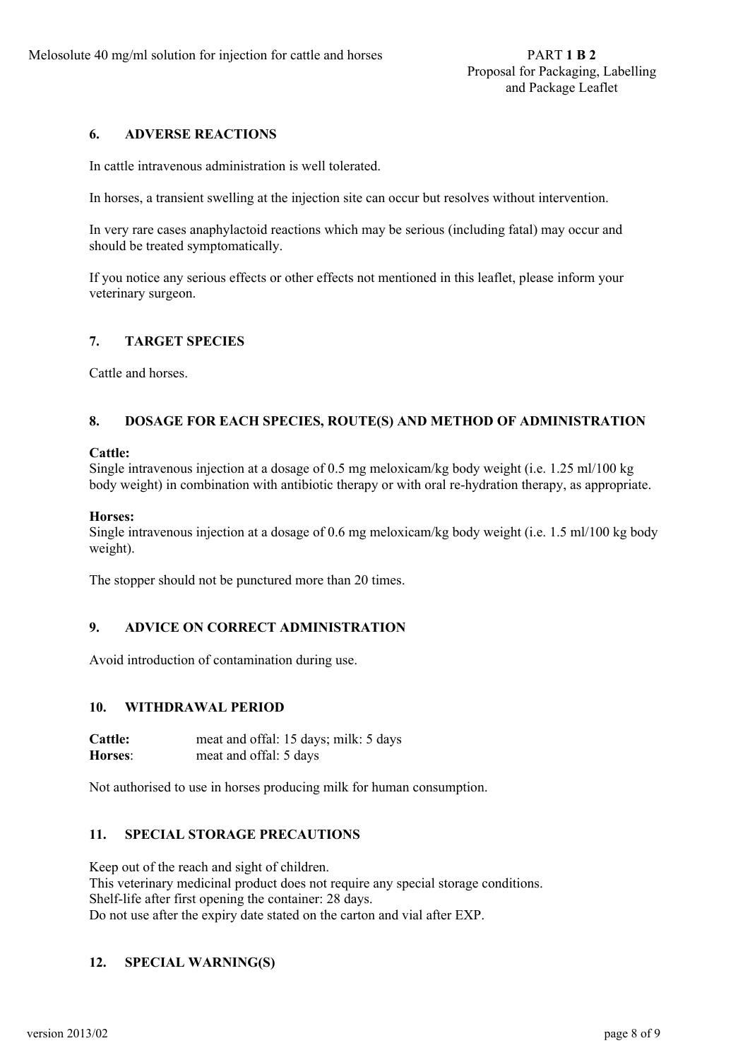## 6. ADVERSE REACTIONS

In cattle intravenous administration is well tolerated.

In horses, a transient swelling at the injection site can occur but resolves without intervention.

In very rare cases anaphylactoid reactions which may be serious (including fatal) may occur and should be treated symptomatically.

If you notice any serious effects or other effects not mentioned in this leaflet, please inform your veterinary surgeon.

## 7. TARGET SPECIES

Cattle and horses.

## 8. DOSAGE FOR EACH SPECIES, ROUTE(S) AND METHOD OF ADMINISTRATION

**Cattle:**
Single intravenous injection at a dosage of 0.5 mg meloxicam/kg body weight (i.e. 1.25 ml/100 kg body weight) in combination with antibiotic therapy or with oral re-hydration therapy, as appropriate.

**Horses:**
Single intravenous injection at a dosage of 0.6 mg meloxicam/kg body weight (i.e. 1.5 ml/100 kg body weight).

The stopper should not be punctured more than 20 times.

## 9. ADVICE ON CORRECT ADMINISTRATION

Avoid introduction of contamination during use.

## 10. WITHDRAWAL PERIOD

**Cattle:** meat and offal: 15 days; milk: 5 days
**Horses**: meat and offal: 5 days

Not authorised to use in horses producing milk for human consumption.

## 11. SPECIAL STORAGE PRECAUTIONS

Keep out of the reach and sight of children.
This veterinary medicinal product does not require any special storage conditions.
Shelf-life after first opening the container: 28 days.
Do not use after the expiry date stated on the carton and vial after EXP.

## 12. SPECIAL WARNING(S)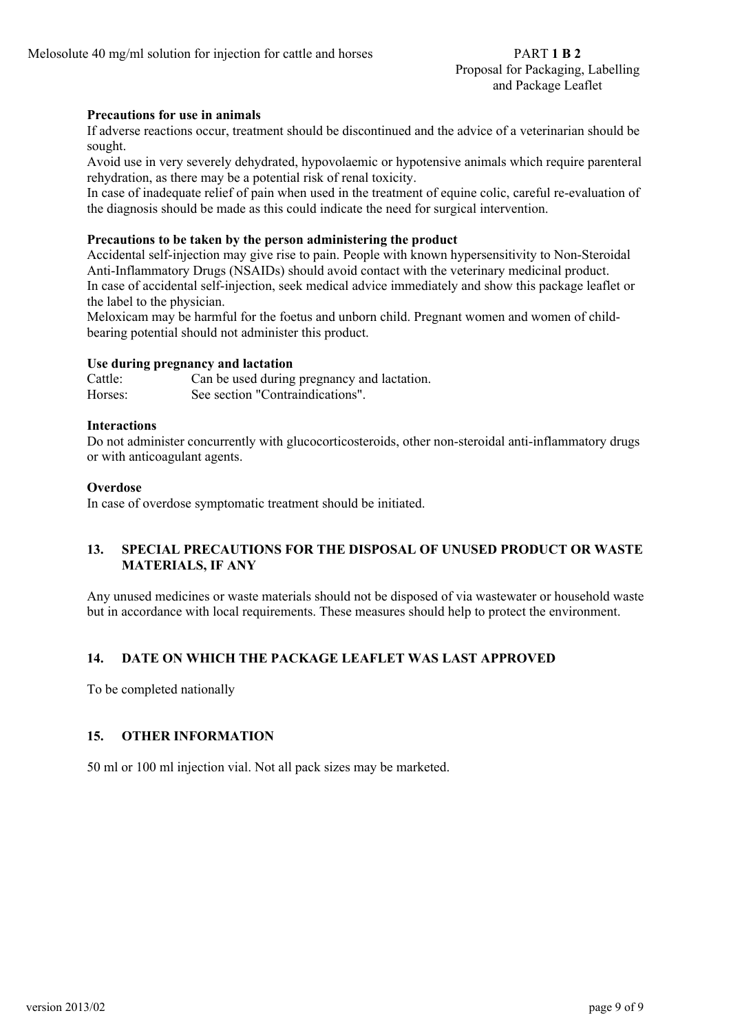**Precautions for use in animals**

If adverse reactions occur, treatment should be discontinued and the advice of a veterinarian should be sought.

Avoid use in very severely dehydrated, hypovolaemic or hypotensive animals which require parenteral rehydration, as there may be a potential risk of renal toxicity.

In case of inadequate relief of pain when used in the treatment of equine colic, careful re-evaluation of the diagnosis should be made as this could indicate the need for surgical intervention.

**Precautions to be taken by the person administering the product**

Accidental self-injection may give rise to pain. People with known hypersensitivity to Non-Steroidal Anti-Inflammatory Drugs (NSAIDs) should avoid contact with the veterinary medicinal product.

In case of accidental self-injection, seek medical advice immediately and show this package leaflet or the label to the physician.

Meloxicam may be harmful for the foetus and unborn child. Pregnant women and women of child-bearing potential should not administer this product.

**Use during pregnancy and lactation**

| | |
|---|---|
| Cattle: | Can be used during pregnancy and lactation. |
| Horses: | See section "Contraindications". |

**Interactions**

Do not administer concurrently with glucocorticosteroids, other non-steroidal anti-inflammatory drugs or with anticoagulant agents.

**Overdose**

In case of overdose symptomatic treatment should be initiated.

## 13. SPECIAL PRECAUTIONS FOR THE DISPOSAL OF UNUSED PRODUCT OR WASTE MATERIALS, IF ANY

Any unused medicines or waste materials should not be disposed of via wastewater or household waste but in accordance with local requirements. These measures should help to protect the environment.

## 14. DATE ON WHICH THE PACKAGE LEAFLET WAS LAST APPROVED

To be completed nationally

## 15. OTHER INFORMATION

50 ml or 100 ml injection vial. Not all pack sizes may be marketed.